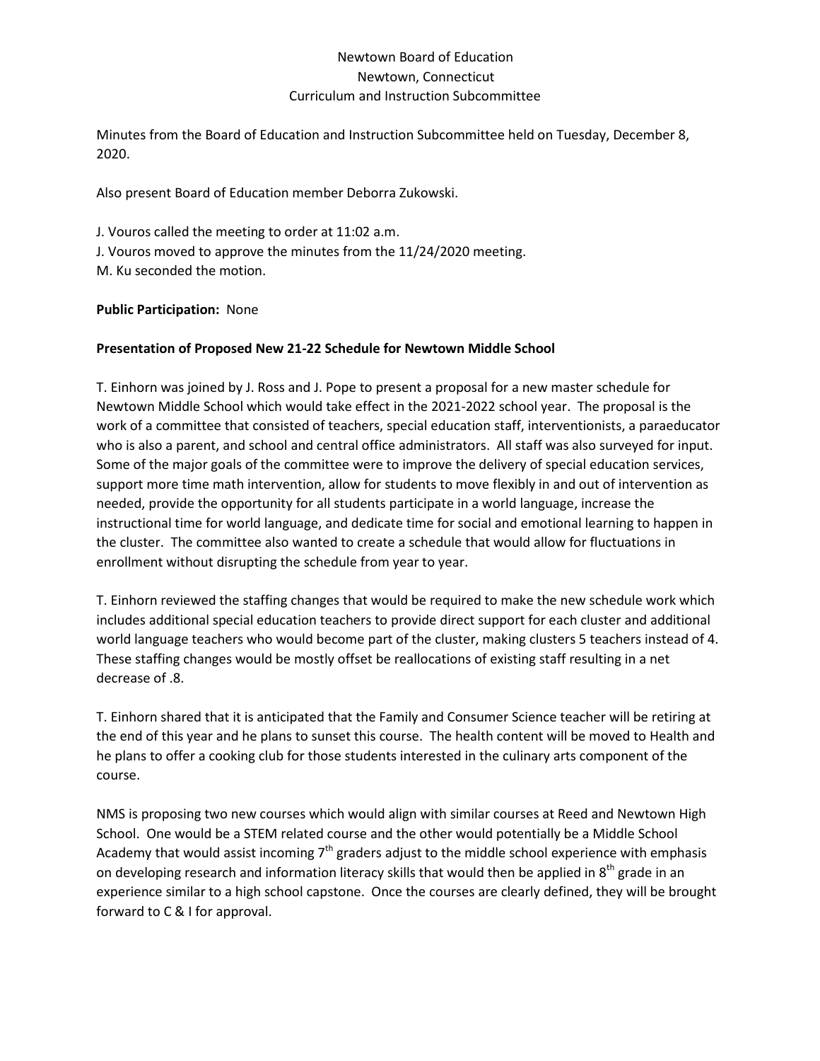Newtown Board of Education
Newtown, Connecticut
Curriculum and Instruction Subcommittee

Minutes from the Board of Education and Instruction Subcommittee held on Tuesday, December 8, 2020.

Also present Board of Education member Deborra Zukowski.

J. Vouros called the meeting to order at 11:02 a.m.
J. Vouros moved to approve the minutes from the 11/24/2020 meeting.
M. Ku seconded the motion.

**Public Participation:** None

**Presentation of Proposed New 21-22 Schedule for Newtown Middle School**

T. Einhorn was joined by J. Ross and J. Pope to present a proposal for a new master schedule for Newtown Middle School which would take effect in the 2021-2022 school year. The proposal is the work of a committee that consisted of teachers, special education staff, interventionists, a paraeducator who is also a parent, and school and central office administrators. All staff was also surveyed for input. Some of the major goals of the committee were to improve the delivery of special education services, support more time math intervention, allow for students to move flexibly in and out of intervention as needed, provide the opportunity for all students participate in a world language, increase the instructional time for world language, and dedicate time for social and emotional learning to happen in the cluster. The committee also wanted to create a schedule that would allow for fluctuations in enrollment without disrupting the schedule from year to year.

T. Einhorn reviewed the staffing changes that would be required to make the new schedule work which includes additional special education teachers to provide direct support for each cluster and additional world language teachers who would become part of the cluster, making clusters 5 teachers instead of 4. These staffing changes would be mostly offset be reallocations of existing staff resulting in a net decrease of .8.

T. Einhorn shared that it is anticipated that the Family and Consumer Science teacher will be retiring at the end of this year and he plans to sunset this course. The health content will be moved to Health and he plans to offer a cooking club for those students interested in the culinary arts component of the course.

NMS is proposing two new courses which would align with similar courses at Reed and Newtown High School. One would be a STEM related course and the other would potentially be a Middle School Academy that would assist incoming 7th graders adjust to the middle school experience with emphasis on developing research and information literacy skills that would then be applied in 8th grade in an experience similar to a high school capstone. Once the courses are clearly defined, they will be brought forward to C & I for approval.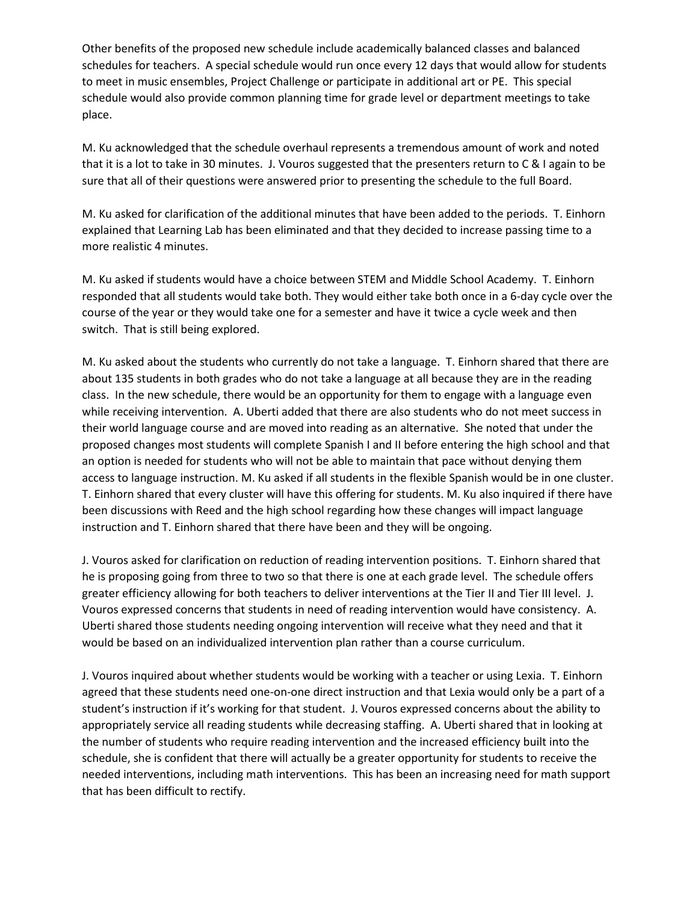Other benefits of the proposed new schedule include academically balanced classes and balanced schedules for teachers. A special schedule would run once every 12 days that would allow for students to meet in music ensembles, Project Challenge or participate in additional art or PE. This special schedule would also provide common planning time for grade level or department meetings to take place.

M. Ku acknowledged that the schedule overhaul represents a tremendous amount of work and noted that it is a lot to take in 30 minutes. J. Vouros suggested that the presenters return to C & I again to be sure that all of their questions were answered prior to presenting the schedule to the full Board.

M. Ku asked for clarification of the additional minutes that have been added to the periods. T. Einhorn explained that Learning Lab has been eliminated and that they decided to increase passing time to a more realistic 4 minutes.

M. Ku asked if students would have a choice between STEM and Middle School Academy. T. Einhorn responded that all students would take both. They would either take both once in a 6-day cycle over the course of the year or they would take one for a semester and have it twice a cycle week and then switch. That is still being explored.

M. Ku asked about the students who currently do not take a language. T. Einhorn shared that there are about 135 students in both grades who do not take a language at all because they are in the reading class. In the new schedule, there would be an opportunity for them to engage with a language even while receiving intervention. A. Uberti added that there are also students who do not meet success in their world language course and are moved into reading as an alternative. She noted that under the proposed changes most students will complete Spanish I and II before entering the high school and that an option is needed for students who will not be able to maintain that pace without denying them access to language instruction. M. Ku asked if all students in the flexible Spanish would be in one cluster. T. Einhorn shared that every cluster will have this offering for students. M. Ku also inquired if there have been discussions with Reed and the high school regarding how these changes will impact language instruction and T. Einhorn shared that there have been and they will be ongoing.

J. Vouros asked for clarification on reduction of reading intervention positions. T. Einhorn shared that he is proposing going from three to two so that there is one at each grade level. The schedule offers greater efficiency allowing for both teachers to deliver interventions at the Tier II and Tier III level. J. Vouros expressed concerns that students in need of reading intervention would have consistency. A. Uberti shared those students needing ongoing intervention will receive what they need and that it would be based on an individualized intervention plan rather than a course curriculum.

J. Vouros inquired about whether students would be working with a teacher or using Lexia. T. Einhorn agreed that these students need one-on-one direct instruction and that Lexia would only be a part of a student's instruction if it's working for that student. J. Vouros expressed concerns about the ability to appropriately service all reading students while decreasing staffing. A. Uberti shared that in looking at the number of students who require reading intervention and the increased efficiency built into the schedule, she is confident that there will actually be a greater opportunity for students to receive the needed interventions, including math interventions. This has been an increasing need for math support that has been difficult to rectify.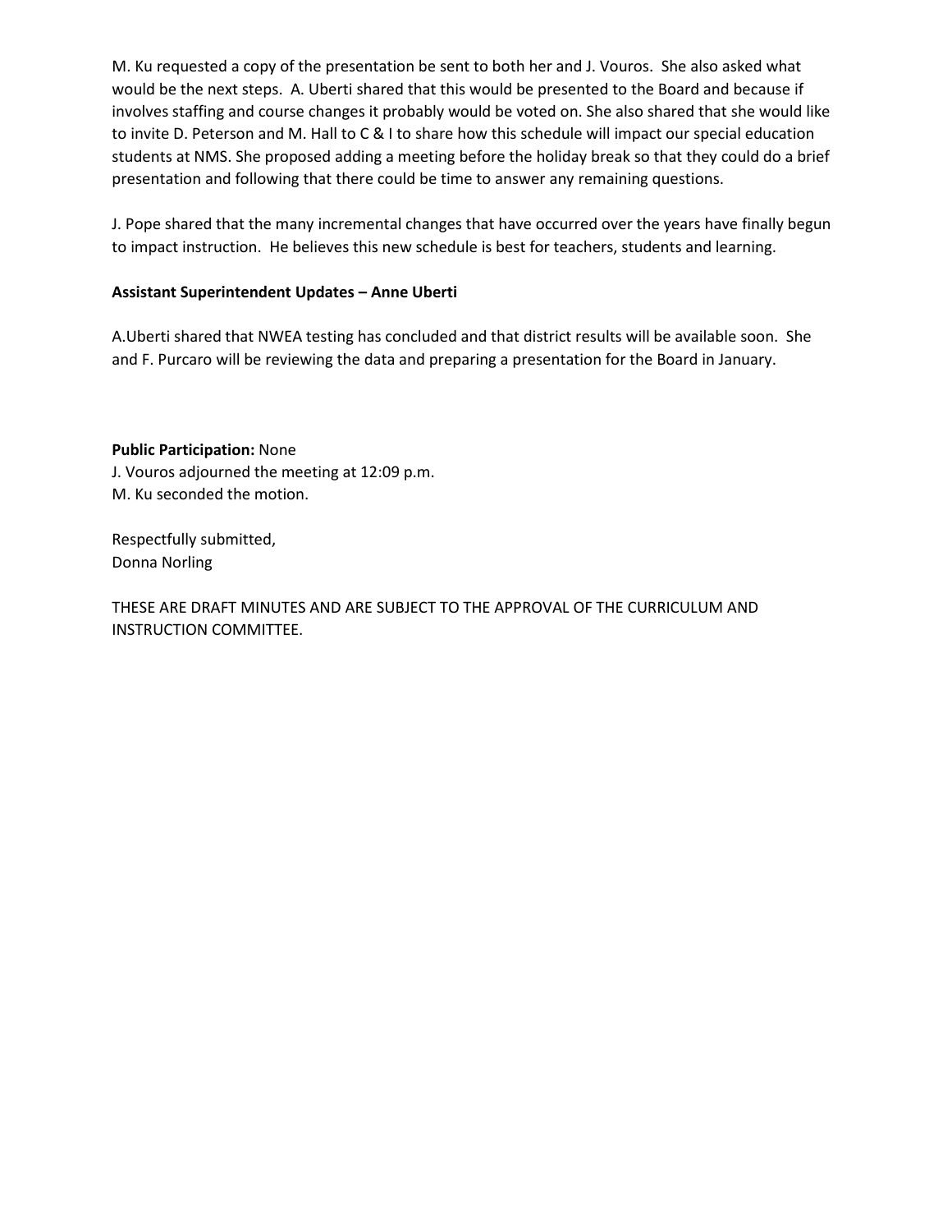M. Ku requested a copy of the presentation be sent to both her and J. Vouros. She also asked what would be the next steps. A. Uberti shared that this would be presented to the Board and because if involves staffing and course changes it probably would be voted on. She also shared that she would like to invite D. Peterson and M. Hall to C & I to share how this schedule will impact our special education students at NMS. She proposed adding a meeting before the holiday break so that they could do a brief presentation and following that there could be time to answer any remaining questions.

J. Pope shared that the many incremental changes that have occurred over the years have finally begun to impact instruction. He believes this new schedule is best for teachers, students and learning.

**Assistant Superintendent Updates – Anne Uberti**

A.Uberti shared that NWEA testing has concluded and that district results will be available soon. She and F. Purcaro will be reviewing the data and preparing a presentation for the Board in January.

**Public Participation:** None
J. Vouros adjourned the meeting at 12:09 p.m.
M. Ku seconded the motion.

Respectfully submitted,
Donna Norling

THESE ARE DRAFT MINUTES AND ARE SUBJECT TO THE APPROVAL OF THE CURRICULUM AND INSTRUCTION COMMITTEE.